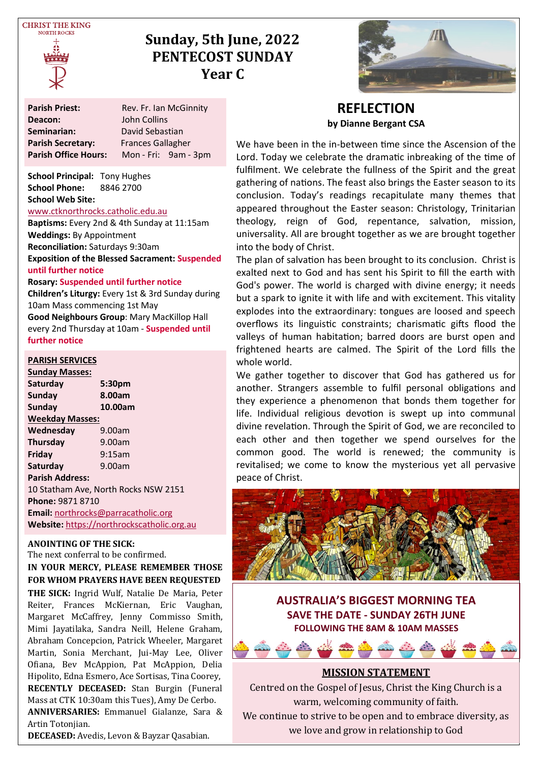CHRIST THE KING
NORTH ROCKS

# Sunday, 5th June, 2022
# PENTECOST SUNDAY
# Year C

| | |
|---|---|
| **Parish Priest:** | Rev. Fr. Ian McGinnity |
| **Deacon:** | John Collins |
| **Seminarian:** | David Sebastian |
| **Parish Secretary:** | Frances Gallagher |
| **Parish Office Hours:** | Mon - Fri: 9am - 3pm |

**School Principal:** Tony Hughes
**School Phone:** 8846 2700
**School Web Site:**
www.ctknorthrocks.catholic.edu.au
**Baptisms:** Every 2nd & 4th Sunday at 11:15am
**Weddings:** By Appointment
**Reconciliation:** Saturdays 9:30am
**Exposition of the Blessed Sacrament:** **Suspended until further notice**
**Rosary:** **Suspended until further notice**
**Children's Liturgy:** Every 1st & 3rd Sunday during 10am Mass commencing 1st May
**Good Neighbours Group**: Mary MacKillop Hall every 2nd Thursday at 10am - **Suspended until further notice**

## PARISH SERVICES

**Sunday Masses:**

| | |
|---|---|
| **Saturday** | **5:30pm** |
| **Sunday** | **8.00am** |
| **Sunday** | **10.00am** |

**Weekday Masses:**

| | |
|---|---|
| **Wednesday** | 9.00am |
| **Thursday** | 9.00am |
| **Friday** | 9:15am |
| **Saturday** | 9.00am |

**Parish Address:**
10 Statham Ave, North Rocks NSW 2151
**Phone:** 9871 8710
**Email:** northrocks@parracatholic.org
**Website:** https://northrockscatholic.org.au

**ANOINTING OF THE SICK:**
The next conferral to be confirmed.

**IN YOUR MERCY, PLEASE REMEMBER THOSE FOR WHOM PRAYERS HAVE BEEN REQUESTED**

**THE SICK:** Ingrid Wulf, Natalie De Maria, Peter Reiter, Frances McKiernan, Eric Vaughan, Margaret McCaffrey, Jenny Commisso Smith, Mimi Jayatilaka, Sandra Neill, Helene Graham, Abraham Concepcion, Patrick Wheeler, Margaret Martin, Sonia Merchant, Jui-May Lee, Oliver Ofiana, Bev McAppion, Pat McAppion, Delia Hipolito, Edna Esmero, Ace Sortisas, Tina Coorey, **RECENTLY DECEASED:** Stan Burgin (Funeral Mass at CTK 10:30am this Tues), Amy De Cerbo. **ANNIVERSARIES:** Emmanuel Gialanze, Sara & Artin Totonjian.
**DECEASED:** Avedis, Levon & Bayzar Qasabian.

## REFLECTION
**by Dianne Bergant CSA**

We have been in the in-between time since the Ascension of the Lord. Today we celebrate the dramatic inbreaking of the time of fulfilment. We celebrate the fullness of the Spirit and the great gathering of nations. The feast also brings the Easter season to its conclusion. Today's readings recapitulate many themes that appeared throughout the Easter season: Christology, Trinitarian theology, reign of God, repentance, salvation, mission, universality. All are brought together as we are brought together into the body of Christ.

The plan of salvation has been brought to its conclusion. Christ is exalted next to God and has sent his Spirit to fill the earth with God's power. The world is charged with divine energy; it needs but a spark to ignite it with life and with excitement. This vitality explodes into the extraordinary: tongues are loosed and speech overflows its linguistic constraints; charismatic gifts flood the valleys of human habitation; barred doors are burst open and frightened hearts are calmed. The Spirit of the Lord fills the whole world.

We gather together to discover that God has gathered us for another. Strangers assemble to fulfil personal obligations and they experience a phenomenon that bonds them together for life. Individual religious devotion is swept up into communal divine revelation. Through the Spirit of God, we are reconciled to each other and then together we spend ourselves for the common good. The world is renewed; the community is revitalised; we come to know the mysterious yet all pervasive peace of Christ.

## AUSTRALIA'S BIGGEST MORNING TEA
**SAVE THE DATE - SUNDAY 26TH JUNE**
**FOLLOWING THE 8AM & 10AM MASSES**

## MISSION STATEMENT

Centred on the Gospel of Jesus, Christ the King Church is a warm, welcoming community of faith.
We continue to strive to be open and to embrace diversity, as we love and grow in relationship to God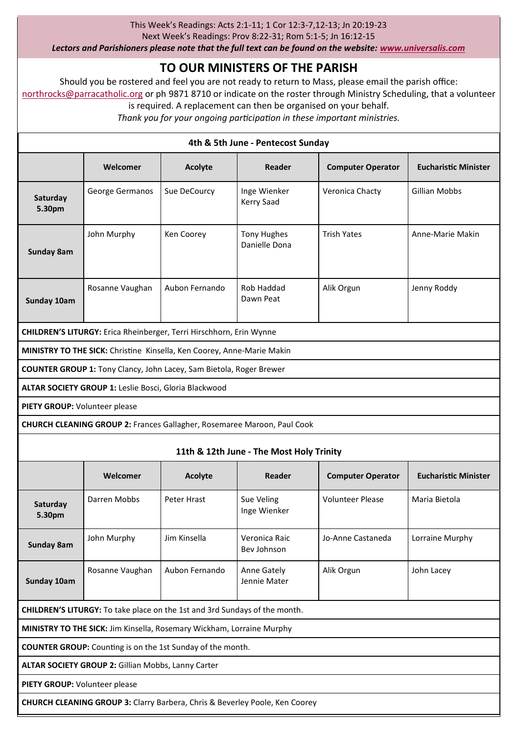This Week's Readings: Acts 2:1-11; 1 Cor 12:3-7,12-13; Jn 20:19-23
Next Week's Readings: Prov 8:22-31; Rom 5:1-5; Jn 16:12-15
***Lectors and Parishioners please note that the full text can be found on the website: [www.universalis.com](www.universalis.com)***

# TO OUR MINISTERS OF THE PARISH

Should you be rostered and feel you are not ready to return to Mass, please email the parish office: northrocks@parracatholic.org or ph 9871 8710 or indicate on the roster through Ministry Scheduling, that a volunteer is required. A replacement can then be organised on your behalf.

*Thank you for your ongoing participation in these important ministries.*

## 4th & 5th June - Pentecost Sunday

| | Welcomer | Acolyte | Reader | Computer Operator | Eucharistic Minister |
|---|---|---|---|---|---|
| **Saturday 5.30pm** | George Germanos | Sue DeCourcy | Inge Wienker<br>Kerry Saad | Veronica Chacty | Gillian Mobbs |
| **Sunday 8am** | John Murphy | Ken Coorey | Tony Hughes<br>Danielle Dona | Trish Yates | Anne-Marie Makin |
| **Sunday 10am** | Rosanne Vaughan | Aubon Fernando | Rob Haddad<br>Dawn Peat | Alik Orgun | Jenny Roddy |

**CHILDREN'S LITURGY:** Erica Rheinberger, Terri Hirschhorn, Erin Wynne

**MINISTRY TO THE SICK:** Christine Kinsella, Ken Coorey, Anne-Marie Makin

**COUNTER GROUP 1:** Tony Clancy, John Lacey, Sam Bietola, Roger Brewer

**ALTAR SOCIETY GROUP 1:** Leslie Bosci, Gloria Blackwood

**PIETY GROUP:** Volunteer please

**CHURCH CLEANING GROUP 2:** Frances Gallagher, Rosemaree Maroon, Paul Cook

## 11th & 12th June - The Most Holy Trinity

| | Welcomer | Acolyte | Reader | Computer Operator | Eucharistic Minister |
|---|---|---|---|---|---|
| **Saturday 5.30pm** | Darren Mobbs | Peter Hrast | Sue Veling<br>Inge Wienker | Volunteer Please | Maria Bietola |
| **Sunday 8am** | John Murphy | Jim Kinsella | Veronica Raic<br>Bev Johnson | Jo-Anne Castaneda | Lorraine Murphy |
| **Sunday 10am** | Rosanne Vaughan | Aubon Fernando | Anne Gately<br>Jennie Mater | Alik Orgun | John Lacey |

**CHILDREN'S LITURGY:** To take place on the 1st and 3rd Sundays of the month.

**MINISTRY TO THE SICK:** Jim Kinsella, Rosemary Wickham, Lorraine Murphy

**COUNTER GROUP:** Counting is on the 1st Sunday of the month.

**ALTAR SOCIETY GROUP 2:** Gillian Mobbs, Lanny Carter

**PIETY GROUP:** Volunteer please

**CHURCH CLEANING GROUP 3:** Clarry Barbera, Chris & Beverley Poole, Ken Coorey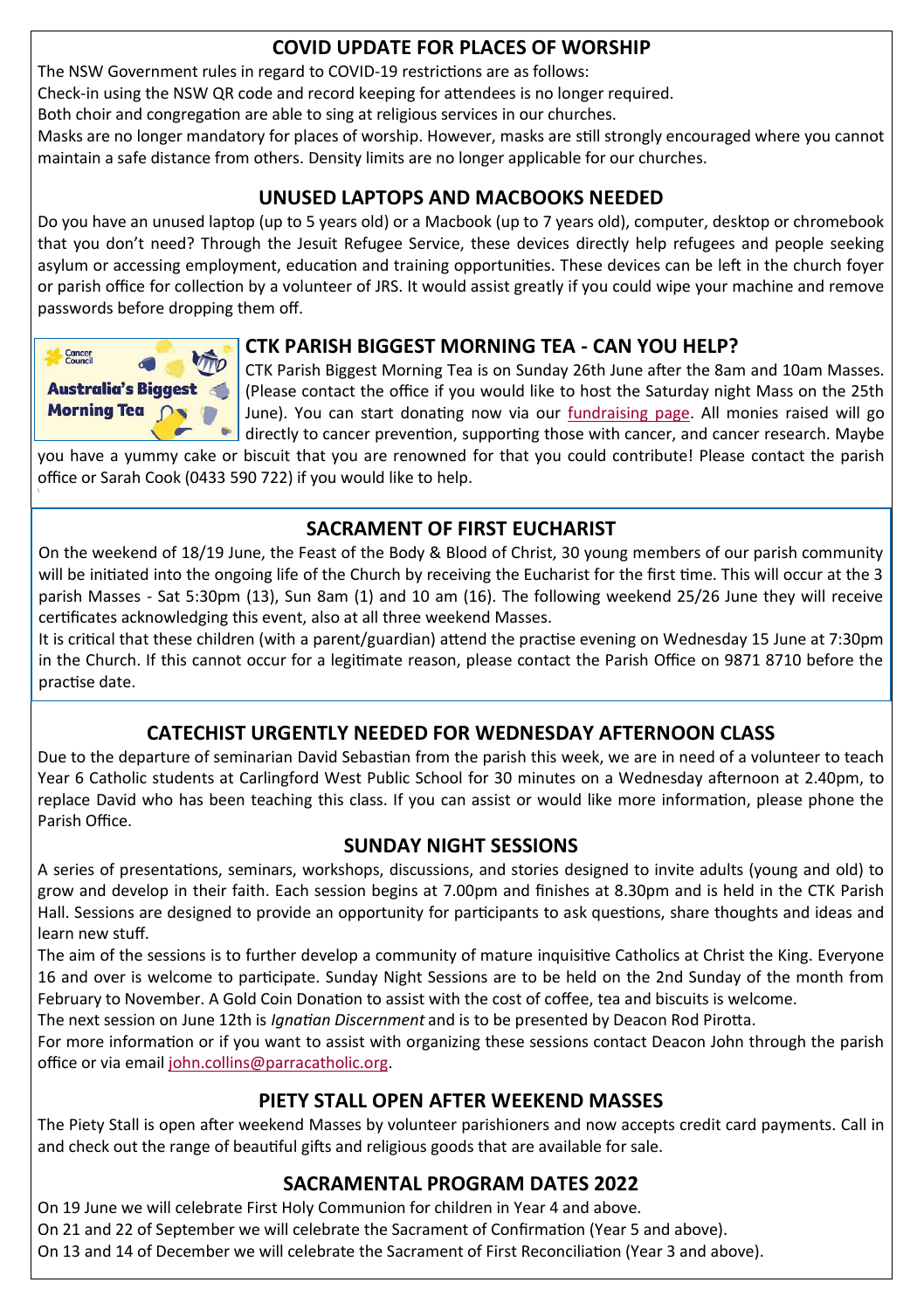## COVID UPDATE FOR PLACES OF WORSHIP

The NSW Government rules in regard to COVID-19 restrictions are as follows:

Check-in using the NSW QR code and record keeping for attendees is no longer required.

Both choir and congregation are able to sing at religious services in our churches.

Masks are no longer mandatory for places of worship. However, masks are still strongly encouraged where you cannot maintain a safe distance from others. Density limits are no longer applicable for our churches.

## UNUSED LAPTOPS AND MACBOOKS NEEDED

Do you have an unused laptop (up to 5 years old) or a Macbook (up to 7 years old), computer, desktop or chromebook that you don't need? Through the Jesuit Refugee Service, these devices directly help refugees and people seeking asylum or accessing employment, education and training opportunities. These devices can be left in the church foyer or parish office for collection by a volunteer of JRS. It would assist greatly if you could wipe your machine and remove passwords before dropping them off.

## CTK PARISH BIGGEST MORNING TEA - CAN YOU HELP?

CTK Parish Biggest Morning Tea is on Sunday 26th June after the 8am and 10am Masses. (Please contact the office if you would like to host the Saturday night Mass on the 25th June). You can start donating now via our fundraising page. All monies raised will go directly to cancer prevention, supporting those with cancer, and cancer research. Maybe you have a yummy cake or biscuit that you are renowned for that you could contribute! Please contact the parish office or Sarah Cook (0433 590 722) if you would like to help.

## SACRAMENT OF FIRST EUCHARIST

On the weekend of 18/19 June, the Feast of the Body & Blood of Christ, 30 young members of our parish community will be initiated into the ongoing life of the Church by receiving the Eucharist for the first time. This will occur at the 3 parish Masses - Sat 5:30pm (13), Sun 8am (1) and 10 am (16). The following weekend 25/26 June they will receive certificates acknowledging this event, also at all three weekend Masses.

It is critical that these children (with a parent/guardian) attend the practise evening on Wednesday 15 June at 7:30pm in the Church. If this cannot occur for a legitimate reason, please contact the Parish Office on 9871 8710 before the practise date.

## CATECHIST URGENTLY NEEDED FOR WEDNESDAY AFTERNOON CLASS

Due to the departure of seminarian David Sebastian from the parish this week, we are in need of a volunteer to teach Year 6 Catholic students at Carlingford West Public School for 30 minutes on a Wednesday afternoon at 2.40pm, to replace David who has been teaching this class. If you can assist or would like more information, please phone the Parish Office.

## SUNDAY NIGHT SESSIONS

A series of presentations, seminars, workshops, discussions, and stories designed to invite adults (young and old) to grow and develop in their faith. Each session begins at 7.00pm and finishes at 8.30pm and is held in the CTK Parish Hall. Sessions are designed to provide an opportunity for participants to ask questions, share thoughts and ideas and learn new stuff.

The aim of the sessions is to further develop a community of mature inquisitive Catholics at Christ the King. Everyone 16 and over is welcome to participate. Sunday Night Sessions are to be held on the 2nd Sunday of the month from February to November. A Gold Coin Donation to assist with the cost of coffee, tea and biscuits is welcome.

The next session on June 12th is *Ignatian Discernment* and is to be presented by Deacon Rod Pirotta.

For more information or if you want to assist with organizing these sessions contact Deacon John through the parish office or via email john.collins@parracatholic.org.

## PIETY STALL OPEN AFTER WEEKEND MASSES

The Piety Stall is open after weekend Masses by volunteer parishioners and now accepts credit card payments. Call in and check out the range of beautiful gifts and religious goods that are available for sale.

## SACRAMENTAL PROGRAM DATES 2022

On 19 June we will celebrate First Holy Communion for children in Year 4 and above.

On 21 and 22 of September we will celebrate the Sacrament of Confirmation (Year 5 and above).

On 13 and 14 of December we will celebrate the Sacrament of First Reconciliation (Year 3 and above).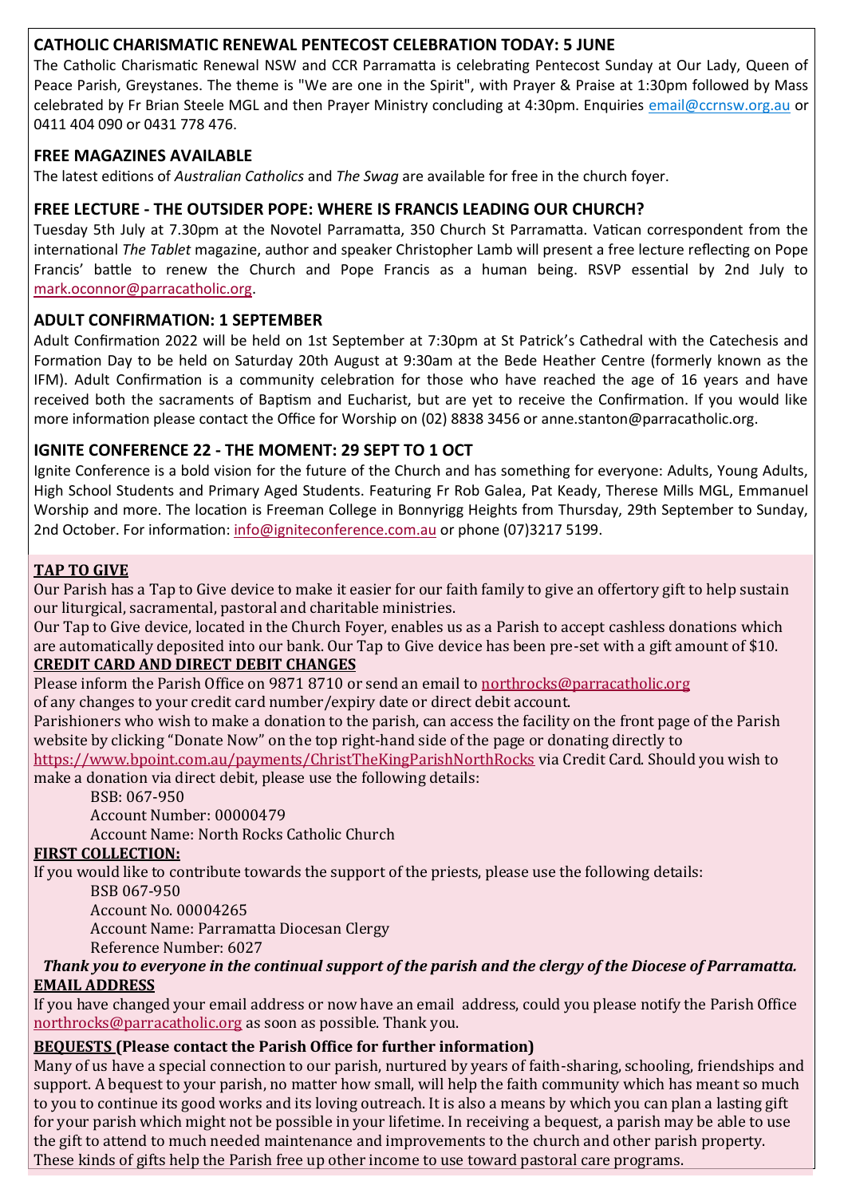## CATHOLIC CHARISMATIC RENEWAL PENTECOST CELEBRATION TODAY: 5 JUNE

The Catholic Charismatic Renewal NSW and CCR Parramatta is celebrating Pentecost Sunday at Our Lady, Queen of Peace Parish, Greystanes. The theme is "We are one in the Spirit", with Prayer & Praise at 1:30pm followed by Mass celebrated by Fr Brian Steele MGL and then Prayer Ministry concluding at 4:30pm. Enquiries email@ccrnsw.org.au or 0411 404 090 or 0431 778 476.

## FREE MAGAZINES AVAILABLE

The latest editions of *Australian Catholics* and *The Swag* are available for free in the church foyer.

## FREE LECTURE - THE OUTSIDER POPE: WHERE IS FRANCIS LEADING OUR CHURCH?

Tuesday 5th July at 7.30pm at the Novotel Parramatta, 350 Church St Parramatta. Vatican correspondent from the international *The Tablet* magazine, author and speaker Christopher Lamb will present a free lecture reflecting on Pope Francis' battle to renew the Church and Pope Francis as a human being. RSVP essential by 2nd July to mark.oconnor@parracatholic.org.

## ADULT CONFIRMATION: 1 SEPTEMBER

Adult Confirmation 2022 will be held on 1st September at 7:30pm at St Patrick's Cathedral with the Catechesis and Formation Day to be held on Saturday 20th August at 9:30am at the Bede Heather Centre (formerly known as the IFM). Adult Confirmation is a community celebration for those who have reached the age of 16 years and have received both the sacraments of Baptism and Eucharist, but are yet to receive the Confirmation. If you would like more information please contact the Office for Worship on (02) 8838 3456 or anne.stanton@parracatholic.org.

## IGNITE CONFERENCE 22 - THE MOMENT: 29 SEPT TO 1 OCT

Ignite Conference is a bold vision for the future of the Church and has something for everyone: Adults, Young Adults, High School Students and Primary Aged Students. Featuring Fr Rob Galea, Pat Keady, Therese Mills MGL, Emmanuel Worship and more. The location is Freeman College in Bonnyrigg Heights from Thursday, 29th September to Sunday, 2nd October. For information: info@igniteconference.com.au or phone (07)3217 5199.

**TAP TO GIVE**

Our Parish has a Tap to Give device to make it easier for our faith family to give an offertory gift to help sustain our liturgical, sacramental, pastoral and charitable ministries.

Our Tap to Give device, located in the Church Foyer, enables us as a Parish to accept cashless donations which are automatically deposited into our bank. Our Tap to Give device has been pre-set with a gift amount of $10.

**CREDIT CARD AND DIRECT DEBIT CHANGES**

Please inform the Parish Office on 9871 8710 or send an email to northrocks@parracatholic.org of any changes to your credit card number/expiry date or direct debit account.

Parishioners who wish to make a donation to the parish, can access the facility on the front page of the Parish website by clicking "Donate Now" on the top right-hand side of the page or donating directly to https://www.bpoint.com.au/payments/ChristTheKingParishNorthRocks via Credit Card. Should you wish to make a donation via direct debit, please use the following details:

BSB: 067-950
Account Number: 00000479
Account Name: North Rocks Catholic Church

**FIRST COLLECTION:**

If you would like to contribute towards the support of the priests, please use the following details:

BSB 067-950
Account No. 00004265
Account Name: Parramatta Diocesan Clergy
Reference Number: 6027

***Thank you to everyone in the continual support of the parish and the clergy of the Diocese of Parramatta.***

**EMAIL ADDRESS**

If you have changed your email address or now have an email address, could you please notify the Parish Office northrocks@parracatholic.org as soon as possible. Thank you.

**BEQUESTS (Please contact the Parish Office for further information)**

Many of us have a special connection to our parish, nurtured by years of faith-sharing, schooling, friendships and support. A bequest to your parish, no matter how small, will help the faith community which has meant so much to you to continue its good works and its loving outreach. It is also a means by which you can plan a lasting gift for your parish which might not be possible in your lifetime. In receiving a bequest, a parish may be able to use the gift to attend to much needed maintenance and improvements to the church and other parish property. These kinds of gifts help the Parish free up other income to use toward pastoral care programs.